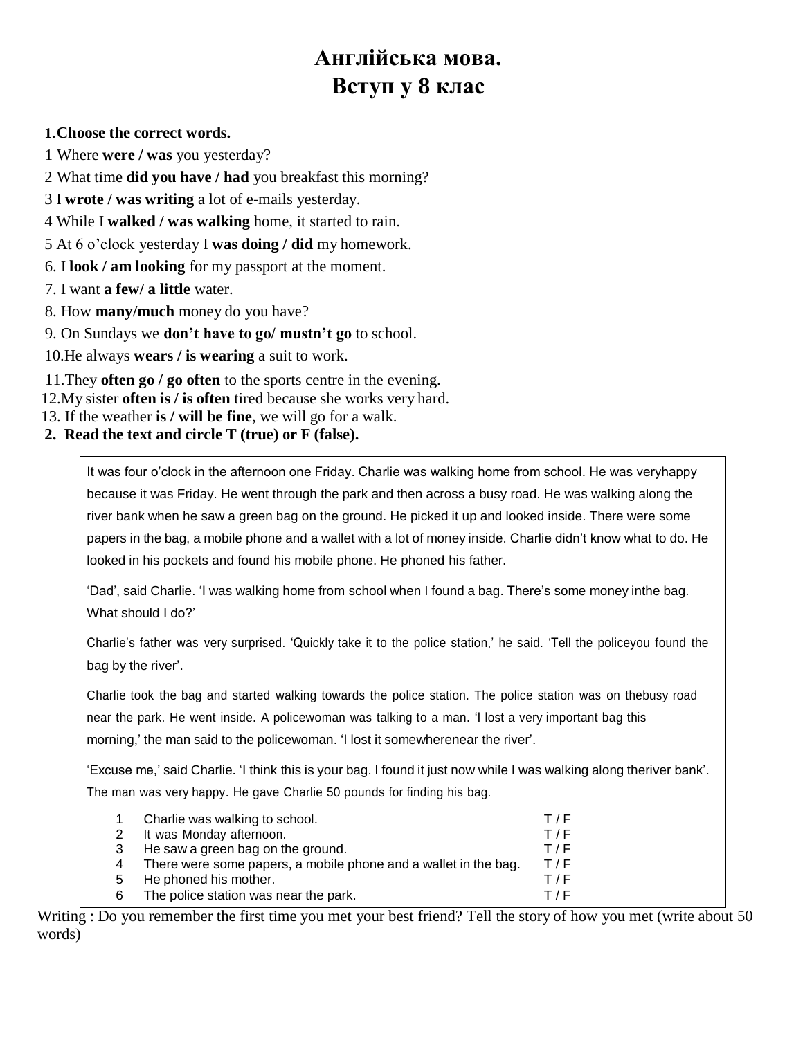# Англійська мова.
# Вступ у 8 клас

**1. Choose the correct words.**

1 Where **were / was** you yesterday?
2 What time **did you have / had** you breakfast this morning?
3 I **wrote / was writing** a lot of e-mails yesterday.
4 While I **walked / was walking** home, it started to rain.
5 At 6 o'clock yesterday I **was doing / did** my homework.
6. I **look / am looking** for my passport at the moment.
7. I want **a few/ a little** water.
8. How **many/much** money do you have?
9. On Sundays we **don't have to go/ mustn't go** to school.
10. He always **wears / is wearing** a suit to work.
11. They **often go / go often** to the sports centre in the evening.
12. My sister **often is / is often** tired because she works very hard.
13. If the weather **is / will be fine**, we will go for a walk.

**2. Read the text and circle T (true) or F (false).**

It was four o'clock in the afternoon one Friday. Charlie was walking home from school. He was veryhappy because it was Friday. He went through the park and then across a busy road. He was walking along the river bank when he saw a green bag on the ground. He picked it up and looked inside. There were some papers in the bag, a mobile phone and a wallet with a lot of money inside. Charlie didn't know what to do. He looked in his pockets and found his mobile phone. He phoned his father.

'Dad', said Charlie. 'I was walking home from school when I found a bag. There's some money inthe bag. What should I do?'

Charlie's father was very surprised. 'Quickly take it to the police station,' he said. 'Tell the policeyou found the bag by the river'.

Charlie took the bag and started walking towards the police station. The police station was on thebusy road near the park. He went inside. A policewoman was talking to a man. 'I lost a very important bag this morning,' the man said to the policewoman. 'I lost it somewherenear the river'.

'Excuse me,' said Charlie. 'I think this is your bag. I found it just now while I was walking along theriver bank'. The man was very happy. He gave Charlie 50 pounds for finding his bag.

| | | |
|---|---|---|
| 1 | Charlie was walking to school. | T / F |
| 2 | It was Monday afternoon. | T / F |
| 3 | He saw a green bag on the ground. | T / F |
| 4 | There were some papers, a mobile phone and a wallet in the bag. | T / F |
| 5 | He phoned his mother. | T / F |
| 6 | The police station was near the park. | T / F |

Writing : Do you remember the first time you met your best friend? Tell the story of how you met (write about 50 words)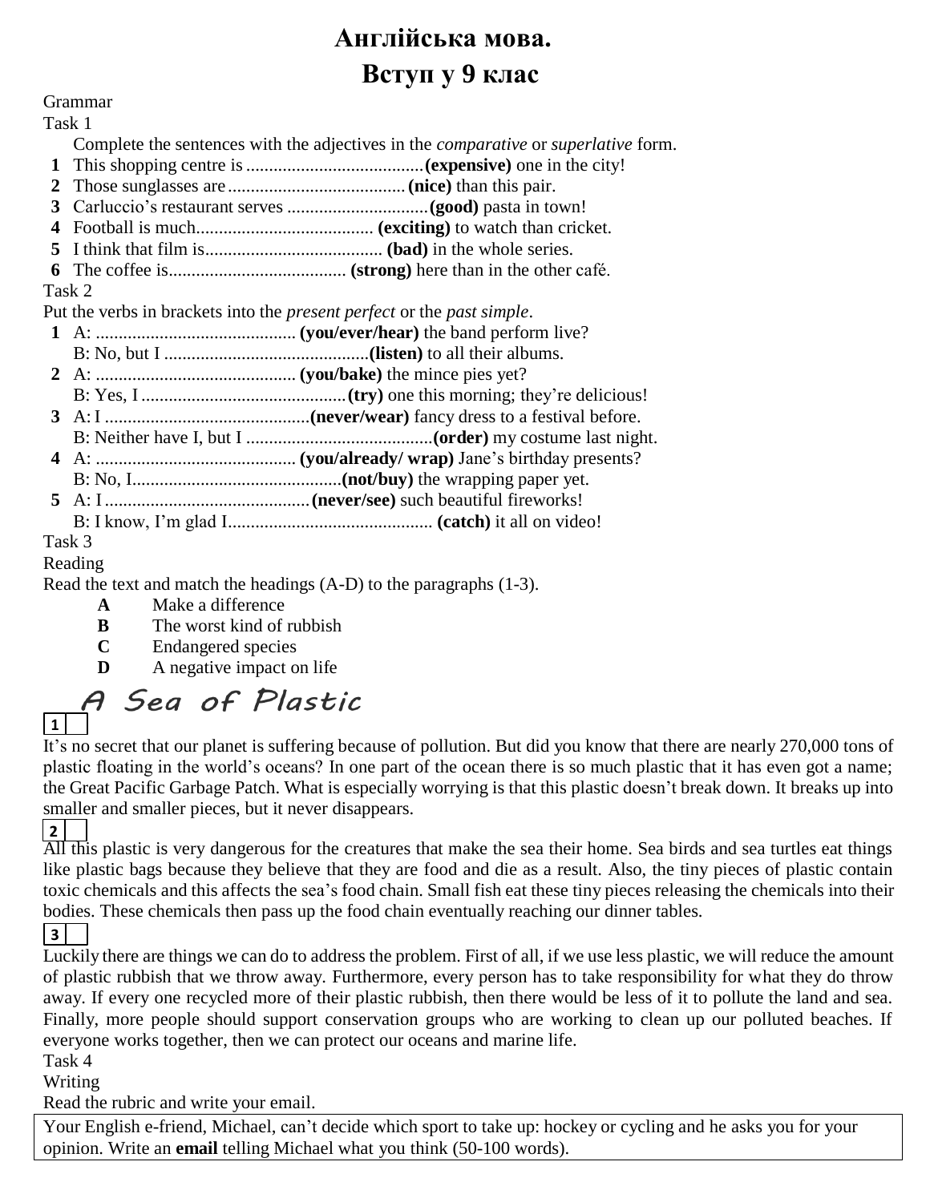# Англійська мова.

# Вступ у 9 клас

Grammar

Task 1

Complete the sentences with the adjectives in the *comparative* or *superlative* form.

**1** This shopping centre is .......................................**(expensive)** one in the city!
**2** Those sunglasses are ....................................... **(nice)** than this pair.
**3** Carluccio's restaurant serves ...............................**(good)** pasta in town!
**4** Football is much....................................... **(exciting)** to watch than cricket.
**5** I think that film is....................................... **(bad)** in the whole series.
**6** The coffee is....................................... **(strong)** here than in the other café.

Task 2

Put the verbs in brackets into the *present perfect* or the *past simple*.

**1** A: ............................................ **(you/ever/hear)** the band perform live?
B: No, but I .............................................**(listen)** to all their albums.
**2** A: ............................................ **(you/bake)** the mince pies yet?
B: Yes, I .............................................**(try)** one this morning; they're delicious!
**3** A: I .............................................**(never/wear)** fancy dress to a festival before.
B: Neither have I, but I .........................................**(order)** my costume last night.
**4** A: ............................................ **(you/already/ wrap)** Jane's birthday presents?
B: No, I..............................................**(not/buy)** the wrapping paper yet.
**5** A: I .............................................**(never/see)** such beautiful fireworks!
B: I know, I'm glad I............................................. **(catch)** it all on video!

Task 3

Reading

Read the text and match the headings (A-D) to the paragraphs (1-3).

**A** Make a difference
**B** The worst kind of rubbish
**C** Endangered species
**D** A negative impact on life

## A Sea of Plastic

**1** [ ]

It's no secret that our planet is suffering because of pollution. But did you know that there are nearly 270,000 tons of plastic floating in the world's oceans? In one part of the ocean there is so much plastic that it has even got a name; the Great Pacific Garbage Patch. What is especially worrying is that this plastic doesn't break down. It breaks up into smaller and smaller pieces, but it never disappears.

**2** [ ]

All this plastic is very dangerous for the creatures that make the sea their home. Sea birds and sea turtles eat things like plastic bags because they believe that they are food and die as a result. Also, the tiny pieces of plastic contain toxic chemicals and this affects the sea's food chain. Small fish eat these tiny pieces releasing the chemicals into their bodies. These chemicals then pass up the food chain eventually reaching our dinner tables.

**3** [ ]

Luckily there are things we can do to address the problem. First of all, if we use less plastic, we will reduce the amount of plastic rubbish that we throw away. Furthermore, every person has to take responsibility for what they do throw away. If every one recycled more of their plastic rubbish, then there would be less of it to pollute the land and sea. Finally, more people should support conservation groups who are working to clean up our polluted beaches. If everyone works together, then we can protect our oceans and marine life.

Task 4

Writing

Read the rubric and write your email.

| Your English e-friend, Michael, can't decide which sport to take up: hockey or cycling and he asks you for your opinion. Write an **email** telling Michael what you think (50-100 words). |
|---|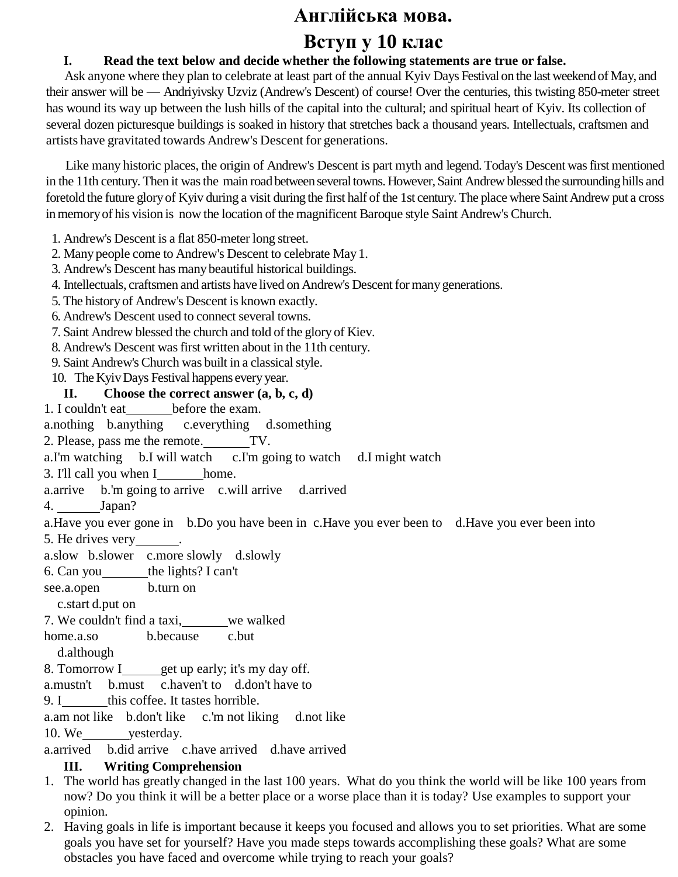# Англійська мова.

## Вступ у 10 клас

### I. Read the text below and decide whether the following statements are true or false.

Ask anyone where they plan to celebrate at least part of the annual Kyiv Days Festival on the last weekend of May, and their answer will be — Andriyivsky Uzviz (Andrew's Descent) of course! Over the centuries, this twisting 850-meter street has wound its way up between the lush hills of the capital into the cultural; and spiritual heart of Kyiv. Its collection of several dozen picturesque buildings is soaked in history that stretches back a thousand years. Intellectuals, craftsmen and artists have gravitated towards Andrew's Descent for generations.

Like many historic places, the origin of Andrew's Descent is part myth and legend. Today's Descent was first mentioned in the 11th century. Then it was the main road between several towns. However, Saint Andrew blessed the surrounding hills and foretold the future glory of Kyiv during a visit during the first half of the 1st century. The place where Saint Andrew put a cross in memory of his vision is now the location of the magnificent Baroque style Saint Andrew's Church.

1. Andrew's Descent is a flat 850-meter long street.
2. Many people come to Andrew's Descent to celebrate May 1.
3. Andrew's Descent has many beautiful historical buildings.
4. Intellectuals, craftsmen and artists have lived on Andrew's Descent for many generations.
5. The history of Andrew's Descent is known exactly.
6. Andrew's Descent used to connect several towns.
7. Saint Andrew blessed the church and told of the glory of Kiev.
8. Andrew's Descent was first written about in the 11th century.
9. Saint Andrew's Church was built in a classical style.
10. The Kyiv Days Festival happens every year.

### II. Choose the correct answer (a, b, c, d)

1. I couldn't eat_______before the exam.
a.nothing b.anything c.everything d.something
2. Please, pass me the remote._______TV.
a.I'm watching b.I will watch c.I'm going to watch d.I might watch
3. I'll call you when I_______home.
a.arrive b.'m going to arrive c.will arrive d.arrived
4. _______Japan?
a.Have you ever gone in b.Do you have been in c.Have you ever been to d.Have you ever been into
5. He drives very_______.
a.slow b.slower c.more slowly d.slowly
6. Can you_______the lights? I can't see.
a.open b.turn on c.start d.put on
7. We couldn't find a taxi,_______we walked home.
a.so b.because c.but d.although
8. Tomorrow I______get up early; it's my day off.
a.mustn't b.must c.haven't to d.don't have to
9. I_______this coffee. It tastes horrible.
a.am not like b.don't like c.'m not liking d.not like
10. We_______yesterday.
a.arrived b.did arrive c.have arrived d.have arrived

### III. Writing Comprehension

1. The world has greatly changed in the last 100 years. What do you think the world will be like 100 years from now? Do you think it will be a better place or a worse place than it is today? Use examples to support your opinion.
2. Having goals in life is important because it keeps you focused and allows you to set priorities. What are some goals you have set for yourself? Have you made steps towards accomplishing these goals? What are some obstacles you have faced and overcome while trying to reach your goals?